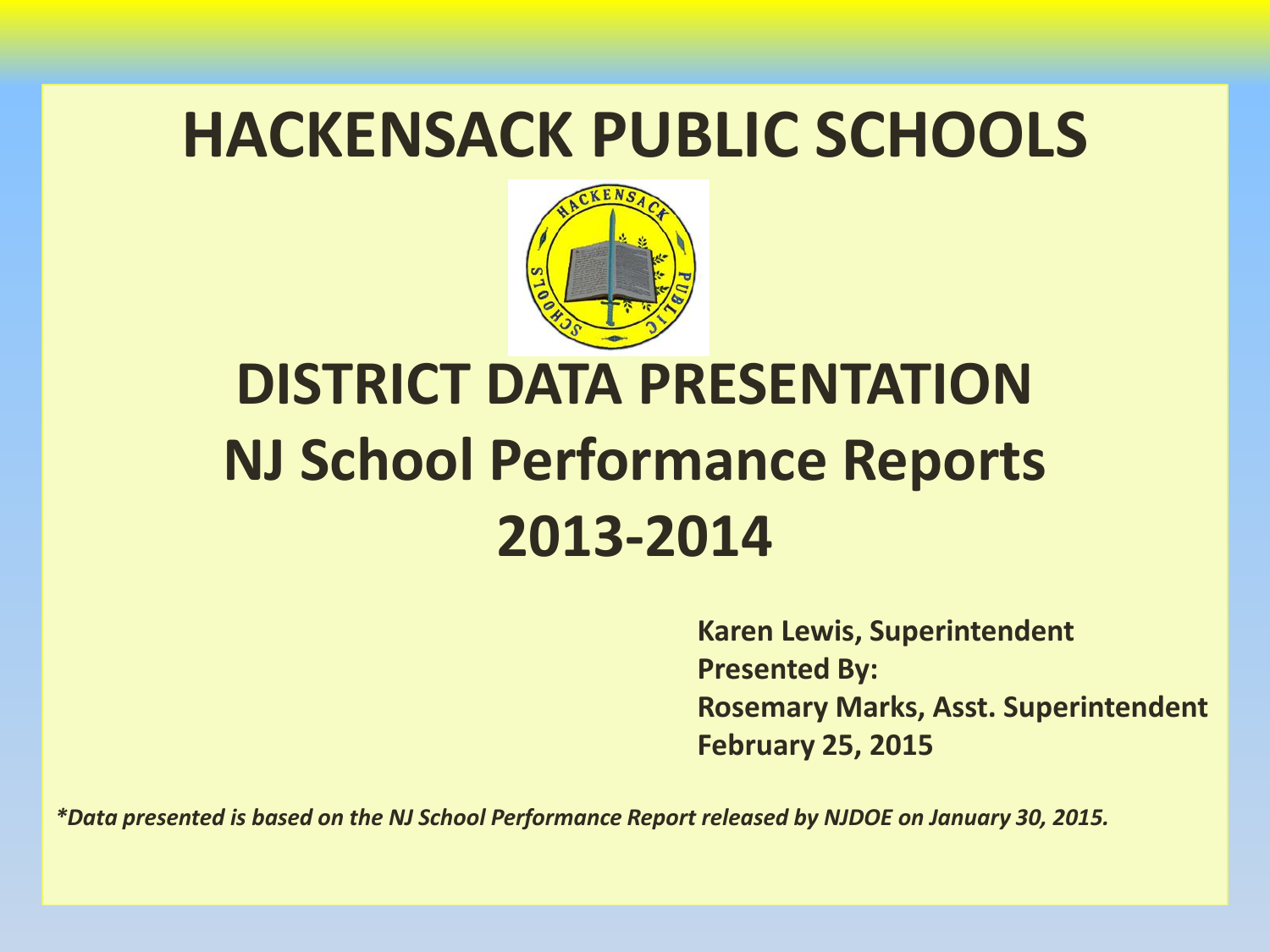# HACKENSACK PUBLIC SCHOOLS

# DISTRICT DATA PRESENTATION
# NJ School Performance Reports
# 2013-2014

**Karen Lewis, Superintendent**
**Presented By:**
**Rosemary Marks, Asst. Superintendent**
**February 25, 2015**

***Data presented is based on the NJ School Performance Report released by NJDOE on January 30, 2015.***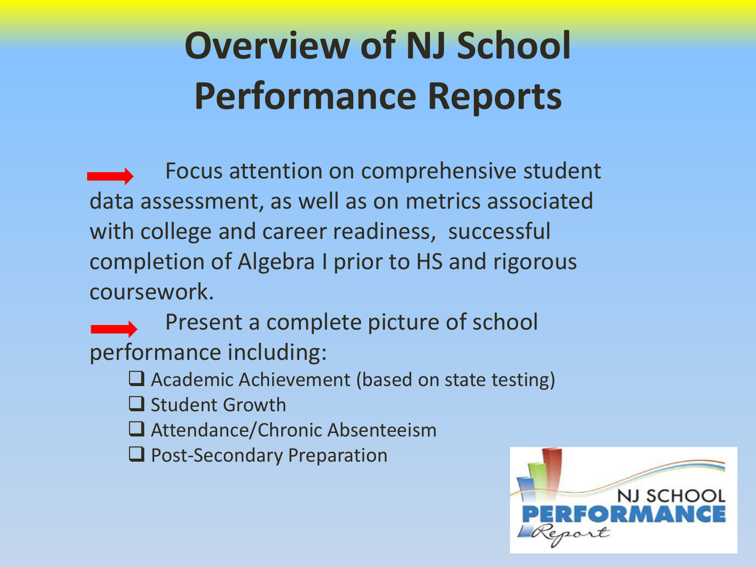# Overview of NJ School Performance Reports

- Focus attention on comprehensive student data assessment, as well as on metrics associated with college and career readiness, successful completion of Algebra I prior to HS and rigorous coursework.
- Present a complete picture of school performance including:
  - Academic Achievement (based on state testing)
  - Student Growth
  - Attendance/Chronic Absenteeism
  - Post-Secondary Preparation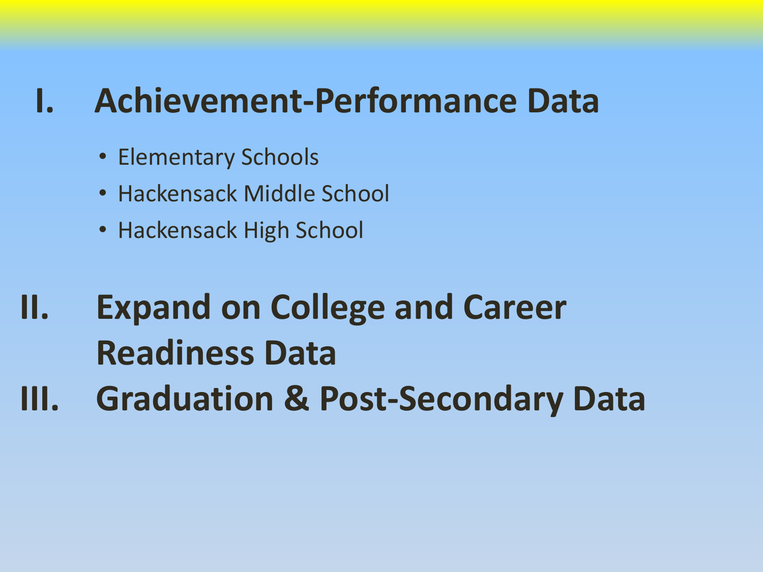## I. Achievement-Performance Data

- Elementary Schools
- Hackensack Middle School
- Hackensack High School

## II. Expand on College and Career Readiness Data

## III. Graduation & Post-Secondary Data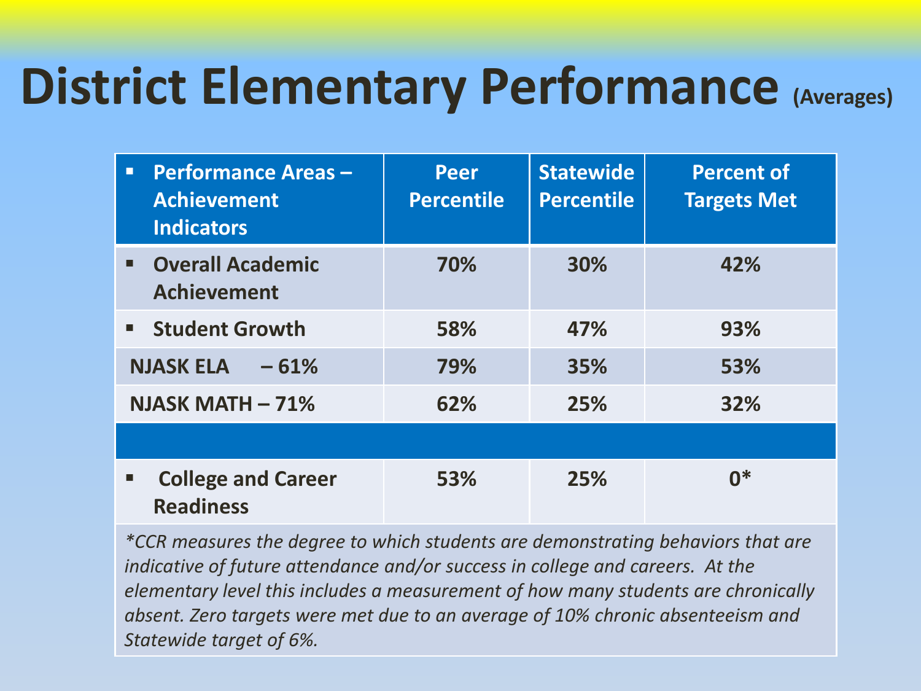# District Elementary Performance (Averages)

| ▪ Performance Areas – Achievement Indicators | Peer Percentile | Statewide Percentile | Percent of Targets Met |
|---|---|---|---|
| ▪ Overall Academic Achievement | 70% | 30% | 42% |
| ▪ Student Growth | 58% | 47% | 93% |
| NJASK ELA – 61% | 79% | 35% | 53% |
| NJASK MATH – 71% | 62% | 25% | 32% |
| | | | |
| ▪ College and Career Readiness | 53% | 25% | 0* |

*\*CCR measures the degree to which students are demonstrating behaviors that are indicative of future attendance and/or success in college and careers. At the elementary level this includes a measurement of how many students are chronically absent. Zero targets were met due to an average of 10% chronic absenteeism and Statewide target of 6%.*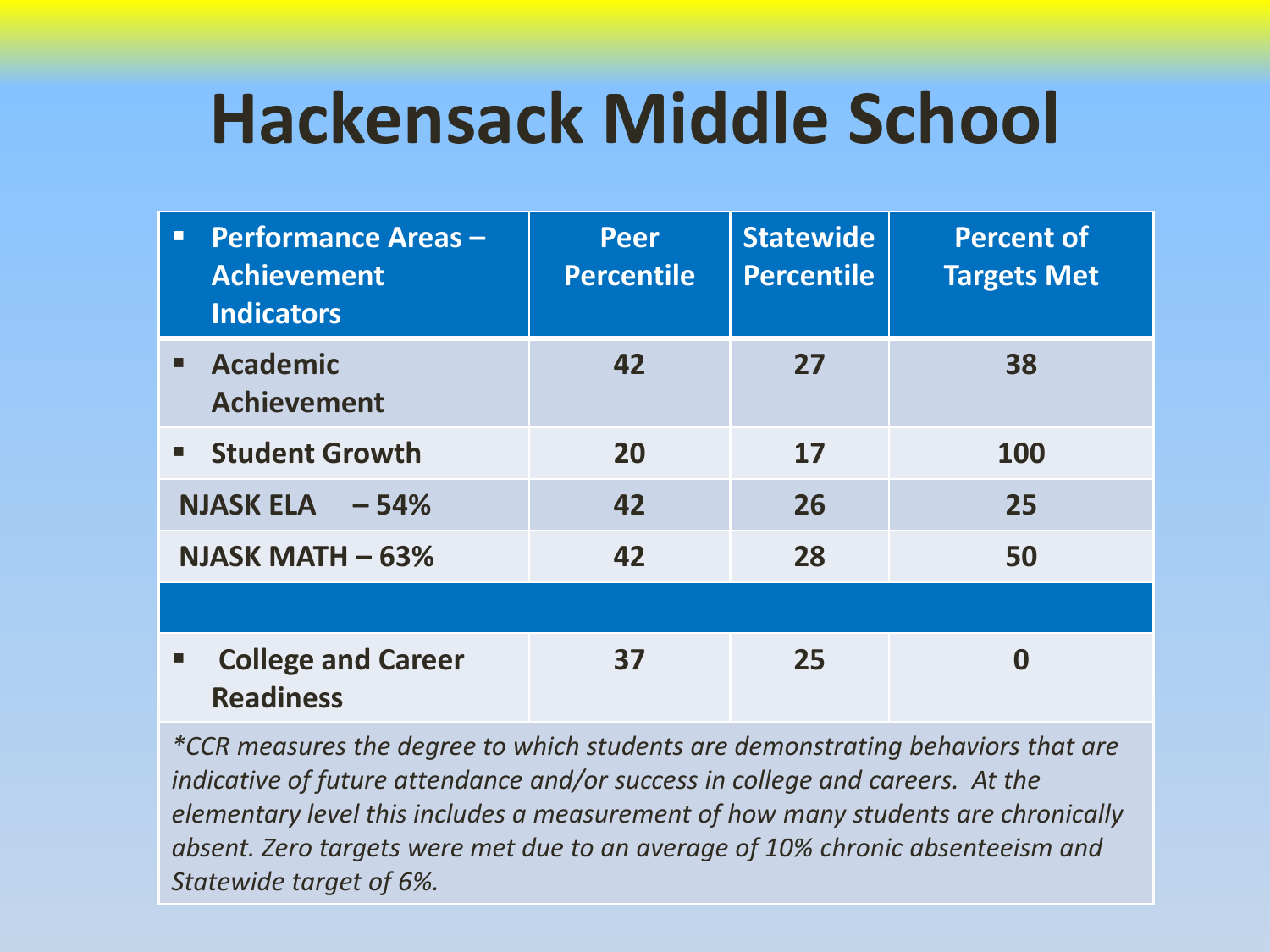# Hackensack Middle School

| ▪ Performance Areas – Achievement Indicators | Peer Percentile | Statewide Percentile | Percent of Targets Met |
|---|---|---|---|
| ▪ Academic Achievement | 42 | 27 | 38 |
| ▪ Student Growth | 20 | 17 | 100 |
| NJASK ELA – 54% | 42 | 26 | 25 |
| NJASK MATH – 63% | 42 | 28 | 50 |
| | | | |
| ▪ College and Career Readiness | 37 | 25 | 0 |

*\*CCR measures the degree to which students are demonstrating behaviors that are indicative of future attendance and/or success in college and careers. At the elementary level this includes a measurement of how many students are chronically absent. Zero targets were met due to an average of 10% chronic absenteeism and Statewide target of 6%.*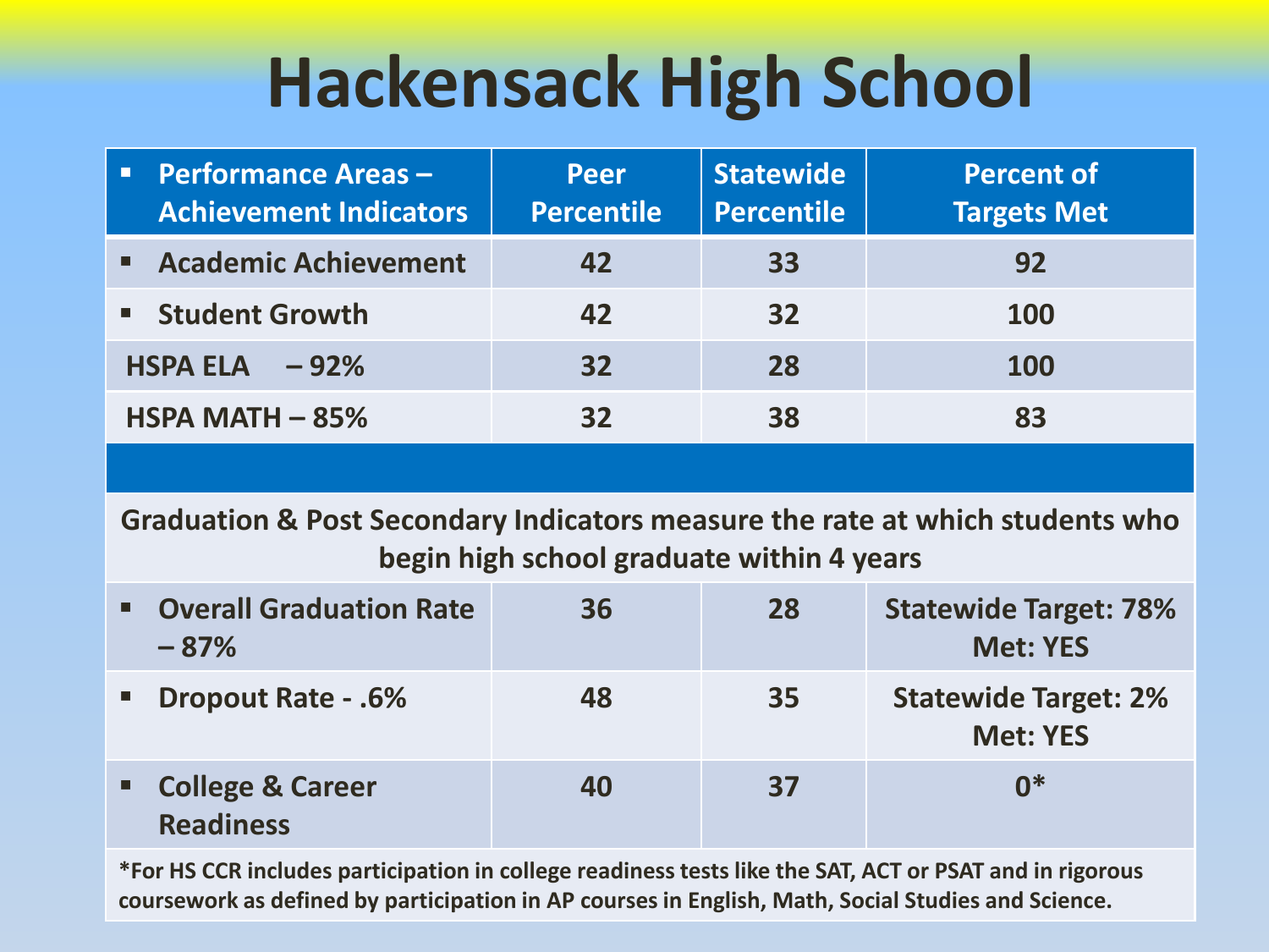# Hackensack High School

| ▪ Performance Areas – Achievement Indicators | Peer Percentile | Statewide Percentile | Percent of Targets Met |
|---|---|---|---|
| ▪ Academic Achievement | 42 | 33 | 92 |
| ▪ Student Growth | 42 | 32 | 100 |
| HSPA ELA – 92% | 32 | 28 | 100 |
| HSPA MATH – 85% | 32 | 38 | 83 |
| | | | |
| Graduation & Post Secondary Indicators measure the rate at which students who begin high school graduate within 4 years | | | |
| ▪ Overall Graduation Rate – 87% | 36 | 28 | Statewide Target: 78% Met: YES |
| ▪ Dropout Rate - .6% | 48 | 35 | Statewide Target: 2% Met: YES |
| ▪ College & Career Readiness | 40 | 37 | 0* |

*For HS CCR includes participation in college readiness tests like the SAT, ACT or PSAT and in rigorous coursework as defined by participation in AP courses in English, Math, Social Studies and Science.